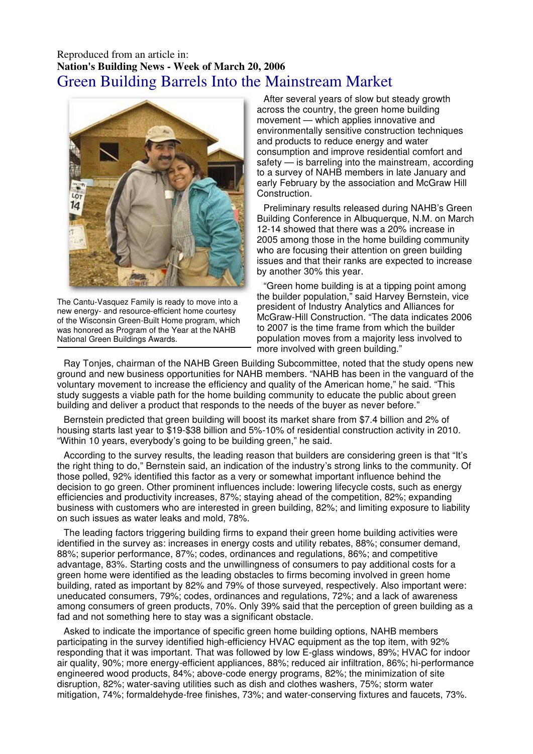Reproduced from an article in:
**Nation's Building News - Week of March 20, 2006**

# Green Building Barrels Into the Mainstream Market

The Cantu-Vasquez Family is ready to move into a new energy- and resource-efficient home courtesy of the Wisconsin Green-Built Home program, which was honored as Program of the Year at the NAHB National Green Buildings Awards.

After several years of slow but steady growth across the country, the green home building movement — which applies innovative and environmentally sensitive construction techniques and products to reduce energy and water consumption and improve residential comfort and safety — is barreling into the mainstream, according to a survey of NAHB members in late January and early February by the association and McGraw Hill Construction.

Preliminary results released during NAHB's Green Building Conference in Albuquerque, N.M. on March 12-14 showed that there was a 20% increase in 2005 among those in the home building community who are focusing their attention on green building issues and that their ranks are expected to increase by another 30% this year.

"Green home building is at a tipping point among the builder population," said Harvey Bernstein, vice president of Industry Analytics and Alliances for McGraw-Hill Construction. "The data indicates 2006 to 2007 is the time frame from which the builder population moves from a majority less involved to more involved with green building."

Ray Tonjes, chairman of the NAHB Green Building Subcommittee, noted that the study opens new ground and new business opportunities for NAHB members. "NAHB has been in the vanguard of the voluntary movement to increase the efficiency and quality of the American home," he said. "This study suggests a viable path for the home building community to educate the public about green building and deliver a product that responds to the needs of the buyer as never before."

Bernstein predicted that green building will boost its market share from $7.4 billion and 2% of housing starts last year to $19-$38 billion and 5%-10% of residential construction activity in 2010. "Within 10 years, everybody's going to be building green," he said.

According to the survey results, the leading reason that builders are considering green is that "It's the right thing to do," Bernstein said, an indication of the industry's strong links to the community. Of those polled, 92% identified this factor as a very or somewhat important influence behind the decision to go green. Other prominent influences include: lowering lifecycle costs, such as energy efficiencies and productivity increases, 87%; staying ahead of the competition, 82%; expanding business with customers who are interested in green building, 82%; and limiting exposure to liability on such issues as water leaks and mold, 78%.

The leading factors triggering building firms to expand their green home building activities were identified in the survey as: increases in energy costs and utility rebates, 88%; consumer demand, 88%; superior performance, 87%; codes, ordinances and regulations, 86%; and competitive advantage, 83%. Starting costs and the unwillingness of consumers to pay additional costs for a green home were identified as the leading obstacles to firms becoming involved in green home building, rated as important by 82% and 79% of those surveyed, respectively. Also important were: uneducated consumers, 79%; codes, ordinances and regulations, 72%; and a lack of awareness among consumers of green products, 70%. Only 39% said that the perception of green building as a fad and not something here to stay was a significant obstacle.

Asked to indicate the importance of specific green home building options, NAHB members participating in the survey identified high-efficiency HVAC equipment as the top item, with 92% responding that it was important. That was followed by low E-glass windows, 89%; HVAC for indoor air quality, 90%; more energy-efficient appliances, 88%; reduced air infiltration, 86%; hi-performance engineered wood products, 84%; above-code energy programs, 82%; the minimization of site disruption, 82%; water-saving utilities such as dish and clothes washers, 75%; storm water mitigation, 74%; formaldehyde-free finishes, 73%; and water-conserving fixtures and faucets, 73%.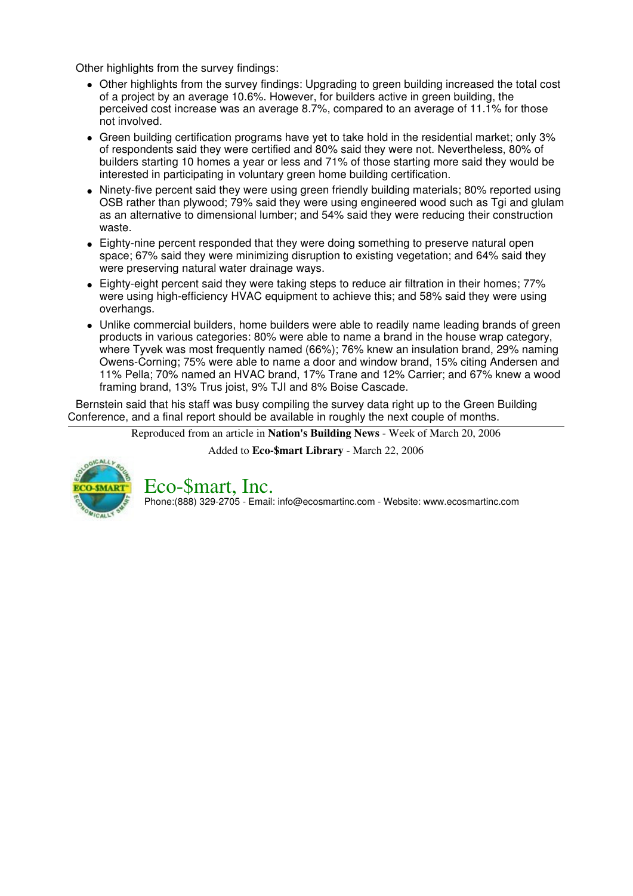Other highlights from the survey findings:

- Other highlights from the survey findings: Upgrading to green building increased the total cost of a project by an average 10.6%. However, for builders active in green building, the perceived cost increase was an average 8.7%, compared to an average of 11.1% for those not involved.
- Green building certification programs have yet to take hold in the residential market; only 3% of respondents said they were certified and 80% said they were not. Nevertheless, 80% of builders starting 10 homes a year or less and 71% of those starting more said they would be interested in participating in voluntary green home building certification.
- Ninety-five percent said they were using green friendly building materials; 80% reported using OSB rather than plywood; 79% said they were using engineered wood such as Tgi and glulam as an alternative to dimensional lumber; and 54% said they were reducing their construction waste.
- Eighty-nine percent responded that they were doing something to preserve natural open space; 67% said they were minimizing disruption to existing vegetation; and 64% said they were preserving natural water drainage ways.
- Eighty-eight percent said they were taking steps to reduce air filtration in their homes; 77% were using high-efficiency HVAC equipment to achieve this; and 58% said they were using overhangs.
- Unlike commercial builders, home builders were able to readily name leading brands of green products in various categories: 80% were able to name a brand in the house wrap category, where Tyvek was most frequently named (66%); 76% knew an insulation brand, 29% naming Owens-Corning; 75% were able to name a door and window brand, 15% citing Andersen and 11% Pella; 70% named an HVAC brand, 17% Trane and 12% Carrier; and 67% knew a wood framing brand, 13% Trus joist, 9% TJI and 8% Boise Cascade.

Bernstein said that his staff was busy compiling the survey data right up to the Green Building Conference, and a final report should be available in roughly the next couple of months.

---

Reproduced from an article in **Nation's Building News** - Week of March 20, 2006

Added to **Eco-$mart Library** - March 22, 2006

Eco-$mart, Inc.

Phone:(888) 329-2705 - Email: info@ecosmartinc.com - Website: www.ecosmartinc.com